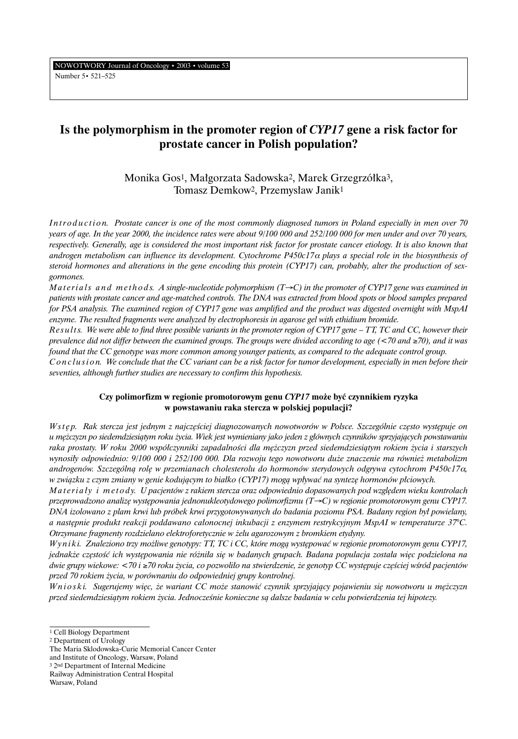# Is the polymorphism in the promoter region of *CYP17* gene a risk factor for prostate cancer in Polish population?

Monika Gos[1], Małgorzata Sadowska[2], Marek Grzegrzółka[3], Tomasz Demkow[2], Przemysław Janik[1]

*Introduction. Prostate cancer is one of the most commonly diagnosed tumors in Poland especially in men over 70 years of age. In the year 2000, the incidence rates were about 9/100 000 and 252/100 000 for men under and over 70 years, respectively. Generally, age is considered the most important risk factor for prostate cancer etiology. It is also known that androgen metabolism can influence its development. Cytochrome P450c17α plays a special role in the biosynthesis of steroid hormones and alterations in the gene encoding this protein (CYP17) can, probably, alter the production of sexgormones.*

*Materials and methods. A single-nucleotide polymorphism (T→C) in the promoter of CYP17 gene was examined in patients with prostate cancer and age-matched controls. The DNA was extracted from blood spots or blood samples prepared for PSA analysis. The examined region of CYP17 gene was amplified and the product was digested overnight with MspAI enzyme. The resulted fragments were analyzed by electrophoresis in agarose gel with ethidium bromide.*

*Results. We were able to find three possible variants in the promoter region of CYP17 gene – TT, TC and CC, however their prevalence did not differ between the examined groups. The groups were divided according to age (<70 and ≥70), and it was found that the CC genotype was more common among younger patients, as compared to the adequate control group.*

*Conclusion. We conclude that the CC variant can be a risk factor for tumor development, especially in men before their seventies, although further studies are necessary to confirm this hypothesis.*

### Czy polimorfizm w regionie promotorowym genu *CYP17* może być czynnikiem ryzyka w powstawaniu raka stercza w polskiej populacji?

*Wstęp. Rak stercza jest jednym z najczęściej diagnozowanych nowotworów w Polsce. Szczególnie często występuje on u mężczyzn po siedemdziesiątym roku życia. Wiek jest wymieniany jako jeden z głównych czynników sprzyjających powstawaniu raka prostaty. W roku 2000 współczynniki zapadalności dla mężczyzn przed siedemdziesiątym rokiem życia i starszych wynosiły odpowiednio: 9/100 000 i 252/100 000. Dla rozwoju tego nowotworu duże znaczenie ma również metabolizm androgenów. Szczególną rolę w przemianach cholesterolu do hormonów sterydowych odgrywa cytochrom P450c17α, w związku z czym zmiany w genie kodującym to białko (CYP17) mogą wpływać na syntezę hormonów płciowych.*

*Materiały i metody. U pacjentów z rakiem stercza oraz odpowiednio dopasowanych pod względem wieku kontrolach przeprowadzono analizę występowania jednonukleotydowego polimorfizmu (T→C) w regionie promotorowym genu CYP17. DNA izolowano z plam krwi lub próbek krwi przygotowywanych do badania poziomu PSA. Badany region był powielany, a następnie produkt reakcji poddawano całonocnej inkubacji z enzymem restrykcyjnym MspAI w temperaturze 37°C. Otrzymane fragmenty rozdzielano elektroforetycznie w żelu agarozowym z bromkiem etydyny.*

*Wyniki. Znaleziono trzy możliwe genotypy: TT, TC i CC, które mogą występować w regionie promotorowym genu CYP17, jednakże częstość ich występowania nie różniła się w badanych grupach. Badana populacja została więc podzielona na dwie grupy wiekowe: <70 i ≥70 roku życia, co pozwoliło na stwierdzenie, że genotyp CC występuje częściej wśród pacjentów przed 70 rokiem życia, w porównaniu do odpowiedniej grupy kontrolnej.*

*Wnioski. Sugerujemy więc, że wariant CC może stanowić czynnik sprzyjający pojawieniu się nowotworu u mężczyzn przed siedemdziesiątym rokiem życia. Jednocześnie konieczne są dalsze badania w celu potwierdzenia tej hipotezy.*

---

[1] Cell Biology Department
[2] Department of Urology
The Maria Sklodowska-Curie Memorial Cancer Center and Institute of Oncology, Warsaw, Poland
[3] 2nd Department of Internal Medicine
Railway Administration Central Hospital
Warsaw, Poland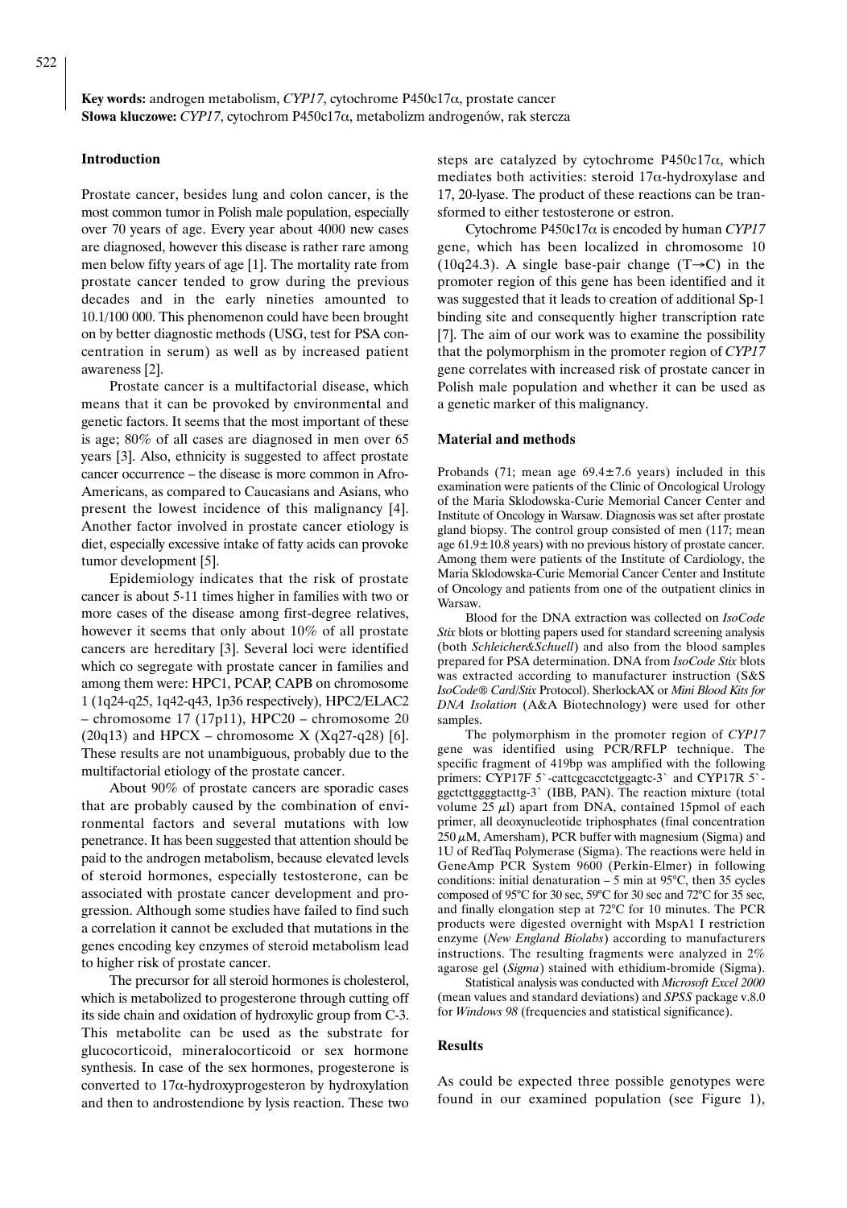**Key words:** androgen metabolism, *CYP17*, cytochrome P450c17α, prostate cancer
**Słowa kluczowe:** *CYP17*, cytochrom P450c17α, metabolizm androgenów, rak stercza

### Introduction

Prostate cancer, besides lung and colon cancer, is the most common tumor in Polish male population, especially over 70 years of age. Every year about 4000 new cases are diagnosed, however this disease is rather rare among men below fifty years of age [1]. The mortality rate from prostate cancer tended to grow during the previous decades and in the early nineties amounted to 10.1/100 000. This phenomenon could have been brought on by better diagnostic methods (USG, test for PSA concentration in serum) as well as by increased patient awareness [2].

Prostate cancer is a multifactorial disease, which means that it can be provoked by environmental and genetic factors. It seems that the most important of these is age; 80% of all cases are diagnosed in men over 65 years [3]. Also, ethnicity is suggested to affect prostate cancer occurrence – the disease is more common in Afro-Americans, as compared to Caucasians and Asians, who present the lowest incidence of this malignancy [4]. Another factor involved in prostate cancer etiology is diet, especially excessive intake of fatty acids can provoke tumor development [5].

Epidemiology indicates that the risk of prostate cancer is about 5-11 times higher in families with two or more cases of the disease among first-degree relatives, however it seems that only about 10% of all prostate cancers are hereditary [3]. Several loci were identified which co segregate with prostate cancer in families and among them were: HPC1, PCAP, CAPB on chromosome 1 (1q24-q25, 1q42-q43, 1p36 respectively), HPC2/ELAC2 – chromosome 17 (17p11), HPC20 – chromosome 20 (20q13) and HPCX – chromosome X (Xq27-q28) [6]. These results are not unambiguous, probably due to the multifactorial etiology of the prostate cancer.

About 90% of prostate cancers are sporadic cases that are probably caused by the combination of environmental factors and several mutations with low penetrance. It has been suggested that attention should be paid to the androgen metabolism, because elevated levels of steroid hormones, especially testosterone, can be associated with prostate cancer development and progression. Although some studies have failed to find such a correlation it cannot be excluded that mutations in the genes encoding key enzymes of steroid metabolism lead to higher risk of prostate cancer.

The precursor for all steroid hormones is cholesterol, which is metabolized to progesterone through cutting off its side chain and oxidation of hydroxylic group from C-3. This metabolite can be used as the substrate for glucocorticoid, mineralocorticoid or sex hormone synthesis. In case of the sex hormones, progesterone is converted to 17α-hydroxyprogesteron by hydroxylation and then to androstendione by lysis reaction. These two steps are catalyzed by cytochrome P450c17α, which mediates both activities: steroid 17α-hydroxylase and 17, 20-lyase. The product of these reactions can be transformed to either testosterone or estron.

Cytochrome P450c17α is encoded by human *CYP17* gene, which has been localized in chromosome 10 (10q24.3). A single base-pair change (T→C) in the promoter region of this gene has been identified and it was suggested that it leads to creation of additional Sp-1 binding site and consequently higher transcription rate [7]. The aim of our work was to examine the possibility that the polymorphism in the promoter region of *CYP17* gene correlates with increased risk of prostate cancer in Polish male population and whether it can be used as a genetic marker of this malignancy.

### Material and methods

Probands (71; mean age 69.4±7.6 years) included in this examination were patients of the Clinic of Oncological Urology of the Maria Sklodowska-Curie Memorial Cancer Center and Institute of Oncology in Warsaw. Diagnosis was set after prostate gland biopsy. The control group consisted of men (117; mean age 61.9±10.8 years) with no previous history of prostate cancer. Among them were patients of the Institute of Cardiology, the Maria Sklodowska-Curie Memorial Cancer Center and Institute of Oncology and patients from one of the outpatient clinics in Warsaw.

Blood for the DNA extraction was collected on *IsoCode Stix* blots or blotting papers used for standard screening analysis (both *Schleicher&Schuell*) and also from the blood samples prepared for PSA determination. DNA from *IsoCode Stix* blots was extracted according to manufacturer instruction (S&S *IsoCode® Card/Stix* Protocol). SherlockAX or *Mini Blood Kits for DNA Isolation* (A&A Biotechnology) were used for other samples.

The polymorphism in the promoter region of *CYP17* gene was identified using PCR/RFLP technique. The specific fragment of 419bp was amplified with the following primers: CYP17F 5`-cattcgcacctctggagtc-3` and CYP17R 5`-ggctcttggggtacttg-3` (IBB, PAN). The reaction mixture (total volume 25 μl) apart from DNA, contained 15pmol of each primer, all deoxynucleotide triphosphates (final concentration 250 μM, Amersham), PCR buffer with magnesium (Sigma) and 1U of RedTaq Polymerase (Sigma). The reactions were held in GeneAmp PCR System 9600 (Perkin-Elmer) in following conditions: initial denaturation – 5 min at 95°C, then 35 cycles composed of 95°C for 30 sec, 59°C for 30 sec and 72°C for 35 sec, and finally elongation step at 72°C for 10 minutes. The PCR products were digested overnight with MspA1 I restriction enzyme (*New England Biolabs*) according to manufacturers instructions. The resulting fragments were analyzed in 2% agarose gel (*Sigma*) stained with ethidium-bromide (Sigma).

Statistical analysis was conducted with *Microsoft Excel 2000* (mean values and standard deviations) and *SPSS* package v.8.0 for *Windows 98* (frequencies and statistical significance).

### Results

As could be expected three possible genotypes were found in our examined population (see Figure 1),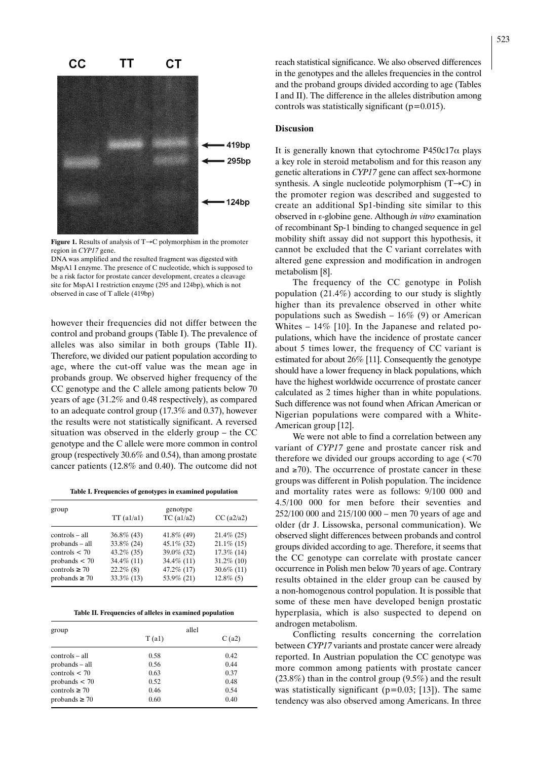**Figure 1.** Results of analysis of T→C polymorphism in the promoter region in *CYP17* gene.

DNA was amplified and the resulted fragment was digested with MspA1 I enzyme. The presence of C nucleotide, which is supposed to be a risk factor for prostate cancer development, creates a cleavage site for MspA1 I restriction enzyme (295 and 124bp), which is not observed in case of T allele (419bp)

however their frequencies did not differ between the control and proband groups (Table I). The prevalence of alleles was also similar in both groups (Table II). Therefore, we divided our patient population according to age, where the cut-off value was the mean age in probands group. We observed higher frequency of the CC genotype and the C allele among patients below 70 years of age (31.2% and 0.48 respectively), as compared to an adequate control group (17.3% and 0.37), however the results were not statistically significant. A reversed situation was observed in the elderly group – the CC genotype and the C allele were more common in control group (respectively 30.6% and 0.54), than among prostate cancer patients (12.8% and 0.40). The outcome did not reach statistical significance. We also observed differences in the genotypes and the alleles frequencies in the control and the proband groups divided according to age (Tables I and II). The difference in the alleles distribution among controls was statistically significant (p=0.015).

**Table I. Frequencies of genotypes in examined population**

| group | genotype | | |
|---|---|---|---|
| | TT (a1/a1) | TC (a1/a2) | CC (a2/a2) |
| controls – all | 36.8% (43) | 41.8% (49) | 21.4% (25) |
| probands – all | 33.8% (24) | 45.1% (32) | 21.1% (15) |
| controls < 70 | 43.2% (35) | 39.0% (32) | 17.3% (14) |
| probands < 70 | 34.4% (11) | 34.4% (11) | 31.2% (10) |
| controls ≥ 70 | 22.2% (8) | 47.2% (17) | 30.6% (11) |
| probands ≥ 70 | 33.3% (13) | 53.9% (21) | 12.8% (5) |

**Table II. Frequencies of alleles in examined population**

| group | allel | |
|---|---|---|
| | T (a1) | C (a2) |
| controls – all | 0.58 | 0.42 |
| probands – all | 0.56 | 0.44 |
| controls < 70 | 0.63 | 0.37 |
| probands < 70 | 0.52 | 0.48 |
| controls ≥ 70 | 0.46 | 0.54 |
| probands ≥ 70 | 0.60 | 0.40 |

## Discussion

It is generally known that cytochrome P450c17α plays a key role in steroid metabolism and for this reason any genetic alterations in *CYP17* gene can affect sex-hormone synthesis. A single nucleotide polymorphism (T→C) in the promoter region was described and suggested to create an additional Sp1-binding site similar to this observed in ε-globine gene. Although *in vitro* examination of recombinant Sp-1 binding to changed sequence in gel mobility shift assay did not support this hypothesis, it cannot be excluded that the C variant correlates with altered gene expression and modification in androgen metabolism [8].

The frequency of the CC genotype in Polish population (21.4%) according to our study is slightly higher than its prevalence observed in other white populations such as Swedish – 16% (9) or American Whites – 14% [10]. In the Japanese and related populations, which have the incidence of prostate cancer about 5 times lower, the frequency of CC variant is estimated for about 26% [11]. Consequently the genotype should have a lower frequency in black populations, which have the highest worldwide occurrence of prostate cancer calculated as 2 times higher than in white populations. Such difference was not found when African American or Nigerian populations were compared with a White-American group [12].

We were not able to find a correlation between any variant of *CYP17* gene and prostate cancer risk and therefore we divided our groups according to age (<70 and ≥70). The occurrence of prostate cancer in these groups was different in Polish population. The incidence and mortality rates were as follows: 9/100 000 and 4.5/100 000 for men before their seventies and 252/100 000 and 215/100 000 – men 70 years of age and older (dr J. Lissowska, personal communication). We observed slight differences between probands and control groups divided according to age. Therefore, it seems that the CC genotype can correlate with prostate cancer occurrence in Polish men below 70 years of age. Contrary results obtained in the elder group can be caused by a non-homogenous control population. It is possible that some of these men have developed benign prostatic hyperplasia, which is also suspected to depend on androgen metabolism.

Conflicting results concerning the correlation between *CYP17* variants and prostate cancer were already reported. In Austrian population the CC genotype was more common among patients with prostate cancer (23.8%) than in the control group (9.5%) and the result was statistically significant (p=0.03; [13]). The same tendency was also observed among Americans. In three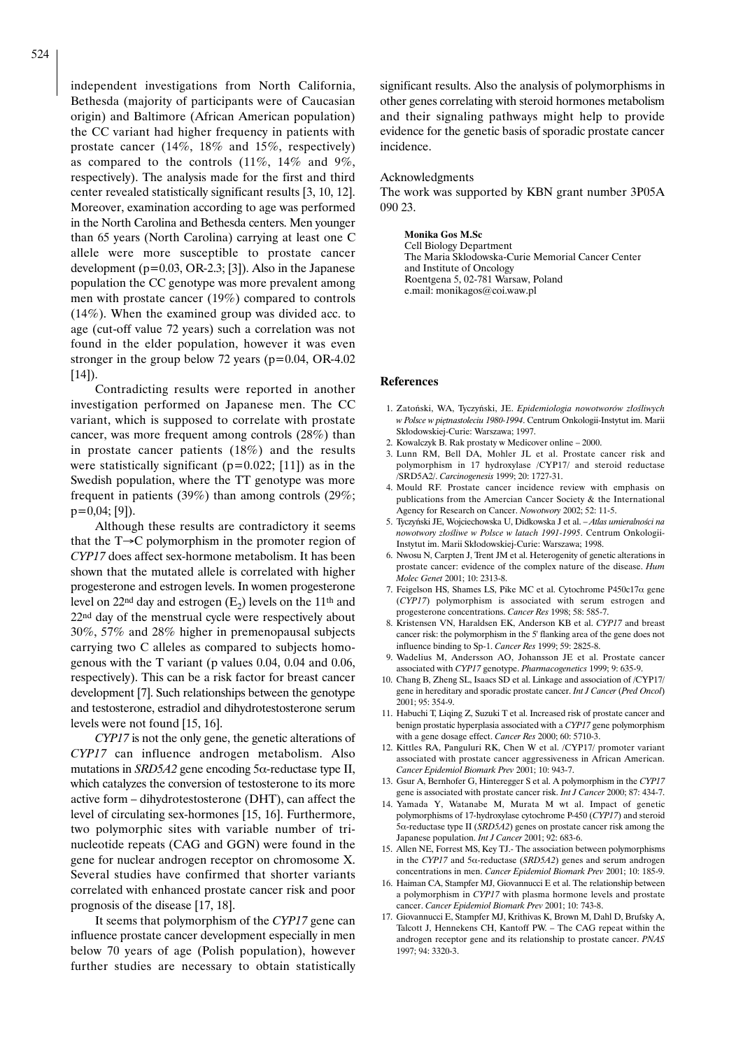independent investigations from North California, Bethesda (majority of participants were of Caucasian origin) and Baltimore (African American population) the CC variant had higher frequency in patients with prostate cancer (14%, 18% and 15%, respectively) as compared to the controls (11%, 14% and 9%, respectively). The analysis made for the first and third center revealed statistically significant results [3, 10, 12]. Moreover, examination according to age was performed in the North Carolina and Bethesda centers. Men younger than 65 years (North Carolina) carrying at least one C allele were more susceptible to prostate cancer development (p=0.03, OR-2.3; [3]). Also in the Japanese population the CC genotype was more prevalent among men with prostate cancer (19%) compared to controls (14%). When the examined group was divided acc. to age (cut-off value 72 years) such a correlation was not found in the elder population, however it was even stronger in the group below 72 years (p=0.04, OR-4.02 [14]).

Contradicting results were reported in another investigation performed on Japanese men. The CC variant, which is supposed to correlate with prostate cancer, was more frequent among controls (28%) than in prostate cancer patients (18%) and the results were statistically significant (p=0.022; [11]) as in the Swedish population, where the TT genotype was more frequent in patients (39%) than among controls (29%; p=0,04; [9]).

Although these results are contradictory it seems that the T→C polymorphism in the promoter region of *CYP17* does affect sex-hormone metabolism. It has been shown that the mutated allele is correlated with higher progesterone and estrogen levels. In women progesterone level on 22nd day and estrogen ($E_2$) levels on the 11th and 22nd day of the menstrual cycle were respectively about 30%, 57% and 28% higher in premenopausal subjects carrying two C alleles as compared to subjects homogenous with the T variant (p values 0.04, 0.04 and 0.06, respectively). This can be a risk factor for breast cancer development [7]. Such relationships between the genotype and testosterone, estradiol and dihydrotestosterone serum levels were not found [15, 16].

*CYP17* is not the only gene, the genetic alterations of *CYP17* can influence androgen metabolism. Also mutations in *SRD5A2* gene encoding 5α-reductase type II, which catalyzes the conversion of testosterone to its more active form – dihydrotestosterone (DHT), can affect the level of circulating sex-hormones [15, 16]. Furthermore, two polymorphic sites with variable number of tri-nucleotide repeats (CAG and GGN) were found in the gene for nuclear androgen receptor on chromosome X. Several studies have confirmed that shorter variants correlated with enhanced prostate cancer risk and poor prognosis of the disease [17, 18].

It seems that polymorphism of the *CYP17* gene can influence prostate cancer development especially in men below 70 years of age (Polish population), however further studies are necessary to obtain statistically significant results. Also the analysis of polymorphisms in other genes correlating with steroid hormones metabolism and their signaling pathways might help to provide evidence for the genetic basis of sporadic prostate cancer incidence.

Acknowledgments

The work was supported by KBN grant number 3P05A 090 23.

**Monika Gos M.Sc**
Cell Biology Department
The Maria Sklodowska-Curie Memorial Cancer Center
and Institute of Oncology
Roentgena 5, 02-781 Warsaw, Poland
e.mail: monikagos@coi.waw.pl

## References

1. Zatoński, WA, Tyczyński, JE. *Epidemiologia nowotworów złośliwych w Polsce w piętnastoleciu 1980-1994*. Centrum Onkologii-Instytut im. Marii Skłodowskiej-Curie: Warszawa; 1997.
2. Kowalczyk B. Rak prostaty w Medicover online – 2000.
3. Lunn RM, Bell DA, Mohler JL et al. Prostate cancer risk and polymorphism in 17 hydroxylase /CYP17/ and steroid reductase /SRD5A2/. *Carcinogenesis* 1999; 20: 1727-31.
4. Mould RF. Prostate cancer incidence review with emphasis on publications from the Amercian Cancer Society & the International Agency for Research on Cancer. *Nowotwory* 2002; 52: 11-5.
5. Tyczyński JE, Wojciechowska U, Didkowska J et al. – *Atlas umieralności na nowotwory złośliwe w Polsce w latach 1991-1995*. Centrum Onkologii-Instytut im. Marii Skłodowskiej-Curie: Warszawa; 1998.
6. Nwosu N, Carpten J, Trent JM et al. Heterogenity of genetic alterations in prostate cancer: evidence of the complex nature of the disease. *Hum Molec Genet* 2001; 10: 2313-8.
7. Feigelson HS, Shames LS, Pike MC et al. Cytochrome P450c17α gene (*CYP17*) polymorphism is associated with serum estrogen and progesterone concentrations. *Cancer Res* 1998; 58: 585-7.
8. Kristensen VN, Haraldsen EK, Anderson KB et al. *CYP17* and breast cancer risk: the polymorphism in the 5' flanking area of the gene does not influence binding to Sp-1. *Cancer Res* 1999; 59: 2825-8.
9. Wadelius M, Andersson AO, Johansson JE et al. Prostate cancer associated with *CYP17* genotype. *Pharmacogenetics* 1999; 9: 635-9.
10. Chang B, Zheng SL, Isaacs SD et al. Linkage and association of /CYP17/ gene in hereditary and sporadic prostate cancer. *Int J Cancer* (*Pred Oncol*) 2001; 95: 354-9.
11. Habuchi T, Liqing Z, Suzuki T et al. Increased risk of prostate cancer and benign prostatic hyperplasia associated with a *CYP17* gene polymorphism with a gene dosage effect. *Cancer Res* 2000; 60: 5710-3.
12. Kittles RA, Panguluri RK, Chen W et al. /CYP17/ promoter variant associated with prostate cancer aggressiveness in African American. *Cancer Epidemiol Biomark Prev* 2001; 10: 943-7.
13. Gsur A, Bernhofer G, Hinteregger S et al. A polymorphism in the *CYP17* gene is associated with prostate cancer risk. *Int J Cancer* 2000; 87: 434-7.
14. Yamada Y, Watanabe M, Murata M wt al. Impact of genetic polymorphisms of 17-hydroxylase cytochrome P-450 (*CYP17*) and steroid 5α-reductase type II (*SRD5A2*) genes on prostate cancer risk among the Japanese population. *Int J Cancer* 2001; 92: 683-6.
15. Allen NE, Forrest MS, Key TJ.- The association between polymorphisms in the *CYP17* and 5α-reductase (*SRD5A2*) genes and serum androgen concentrations in men. *Cancer Epidemiol Biomark Prev* 2001; 10: 185-9.
16. Haiman CA, Stampfer MJ, Giovannucci E et al. The relationship between a polymorphism in *CYP17* with plasma hormone levels and prostate cancer. *Cancer Epidemiol Biomark Prev* 2001; 10: 743-8.
17. Giovannucci E, Stampfer MJ, Krithivas K, Brown M, Dahl D, Brufsky A, Talcott J, Hennekens CH, Kantoff PW. – The CAG repeat within the androgen receptor gene and its relationship to prostate cancer. *PNAS* 1997; 94: 3320-3.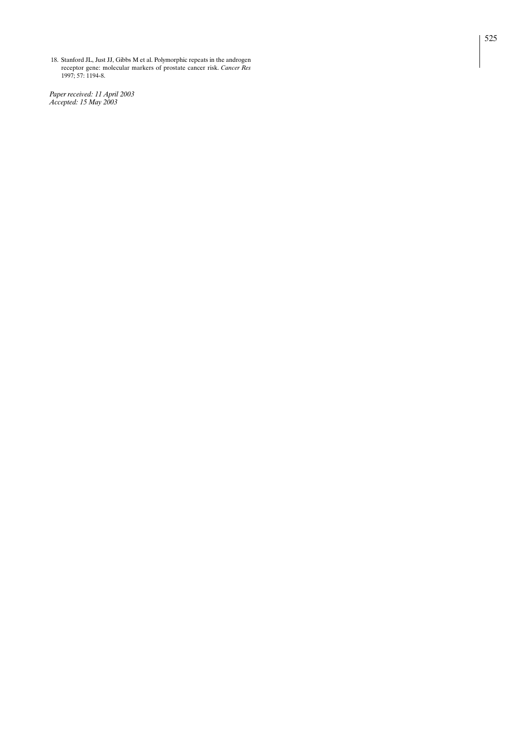18. Stanford JL, Just JJ, Gibbs M et al. Polymorphic repeats in the androgen receptor gene: molecular markers of prostate cancer risk. *Cancer Res* 1997; 57: 1194-8.

*Paper received: 11 April 2003*
*Accepted: 15 May 2003*